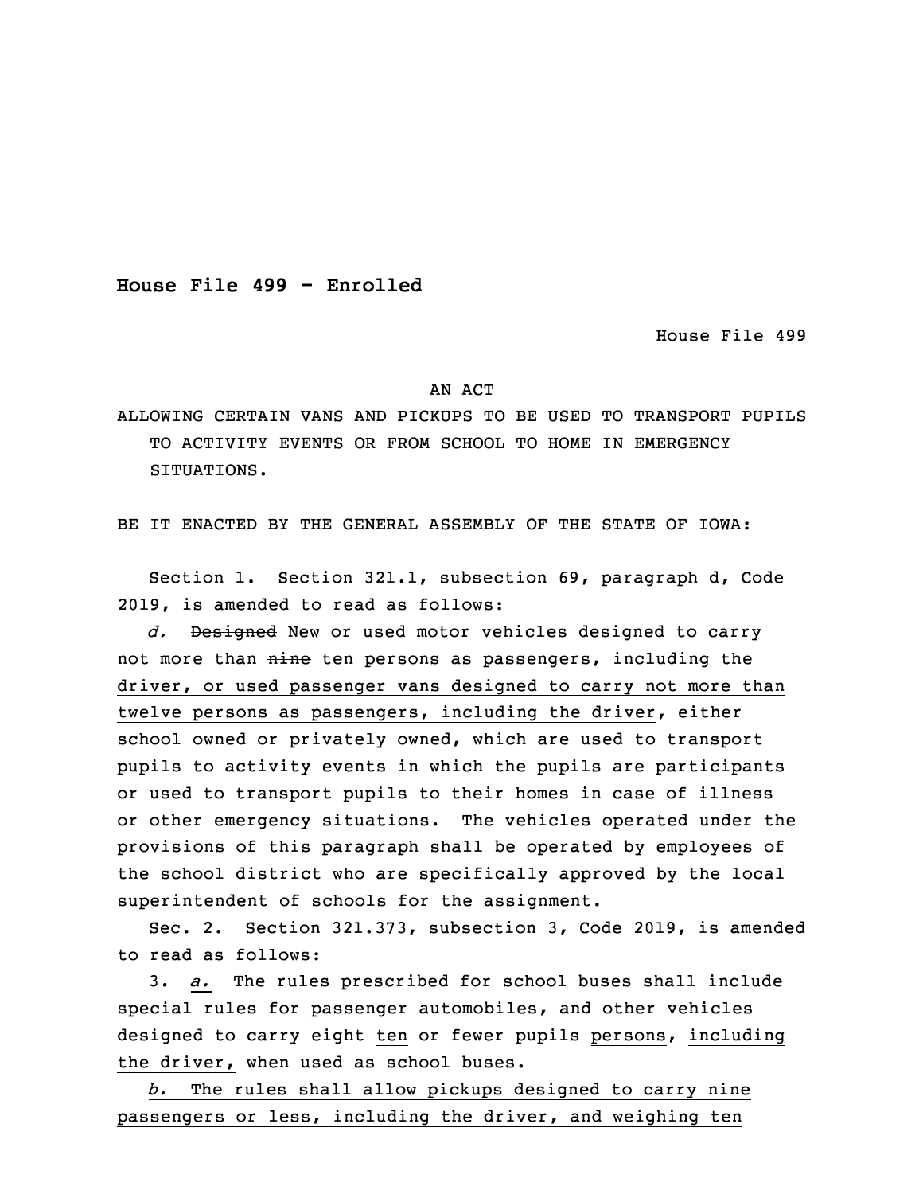**House File 499 - Enrolled**

House File 499

AN ACT

ALLOWING CERTAIN VANS AND PICKUPS TO BE USED TO TRANSPORT PUPILS TO ACTIVITY EVENTS OR FROM SCHOOL TO HOME IN EMERGENCY SITUATIONS.

BE IT ENACTED BY THE GENERAL ASSEMBLY OF THE STATE OF IOWA:

Section 1. Section 321.1, subsection 69, paragraph d, Code 2019, is amended to read as follows:

*d.* ~~Designed~~ <u>New or used motor vehicles designed</u> to carry not more than ~~nine~~ <u>ten</u> persons as passengers<u>, including the driver, or used passenger vans designed to carry not more than twelve persons as passengers, including the driver</u>, either school owned or privately owned, which are used to transport pupils to activity events in which the pupils are participants or used to transport pupils to their homes in case of illness or other emergency situations. The vehicles operated under the provisions of this paragraph shall be operated by employees of the school district who are specifically approved by the local superintendent of schools for the assignment.

Sec. 2. Section 321.373, subsection 3, Code 2019, is amended to read as follows:

3. <u>*a.*</u> The rules prescribed for school buses shall include special rules for passenger automobiles, and other vehicles designed to carry ~~eight~~ <u>ten</u> or fewer ~~pupils~~ <u>persons</u>, <u>including the driver,</u> when used as school buses.

<u>*b.* The rules shall allow pickups designed to carry nine passengers or less, including the driver, and weighing ten</u>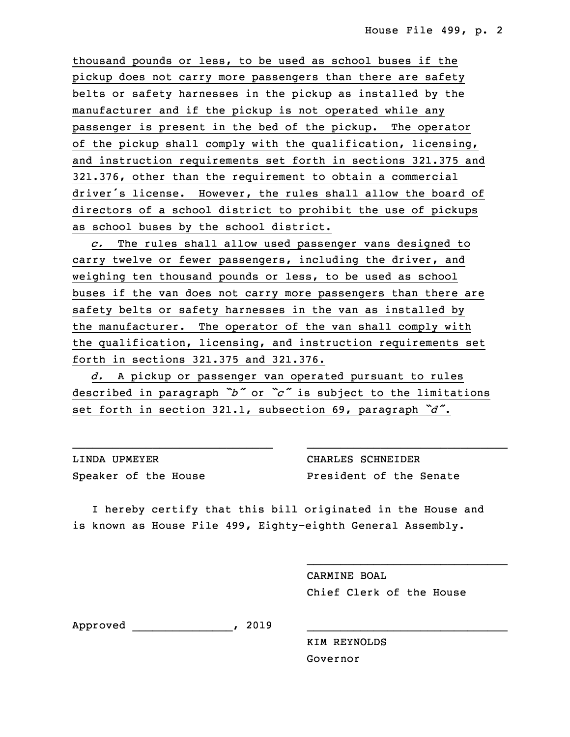thousand pounds or less, to be used as school buses if the pickup does not carry more passengers than there are safety belts or safety harnesses in the pickup as installed by the manufacturer and if the pickup is not operated while any passenger is present in the bed of the pickup. The operator of the pickup shall comply with the qualification, licensing, and instruction requirements set forth in sections 321.375 and 321.376, other than the requirement to obtain a commercial driver's license. However, the rules shall allow the board of directors of a school district to prohibit the use of pickups as school buses by the school district.

*c.* The rules shall allow used passenger vans designed to carry twelve or fewer passengers, including the driver, and weighing ten thousand pounds or less, to be used as school buses if the van does not carry more passengers than there are safety belts or safety harnesses in the van as installed by the manufacturer. The operator of the van shall comply with the qualification, licensing, and instruction requirements set forth in sections 321.375 and 321.376.

*d.* A pickup or passenger van operated pursuant to rules described in paragraph "*b*" or "*c*" is subject to the limitations set forth in section 321.1, subsection 69, paragraph "*d*".

LINDA UPMEYER
Speaker of the House

CHARLES SCHNEIDER
President of the Senate

I hereby certify that this bill originated in the House and is known as House File 499, Eighty-eighth General Assembly.

CARMINE BOAL
Chief Clerk of the House

Approved _______________, 2019

KIM REYNOLDS
Governor